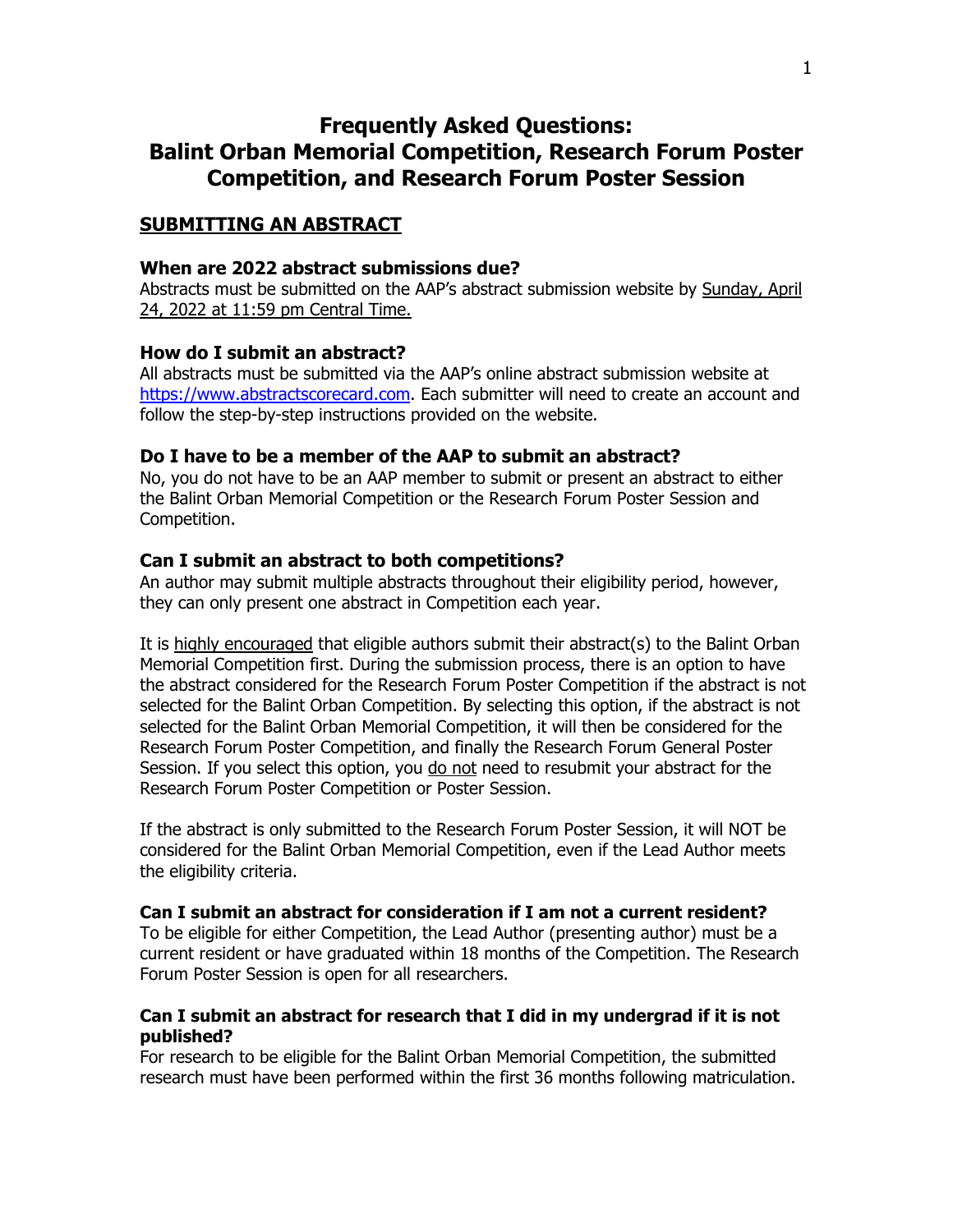# Frequently Asked Questions: Balint Orban Memorial Competition, Research Forum Poster Competition, and Research Forum Poster Session

## SUBMITTING AN ABSTRACT

### When are 2022 abstract submissions due?

Abstracts must be submitted on the AAP's abstract submission website by Sunday, April 24, 2022 at 11:59 pm Central Time.

### How do I submit an abstract?

All abstracts must be submitted via the AAP's online abstract submission website at https://www.abstractscorecard.com. Each submitter will need to create an account and follow the step-by-step instructions provided on the website.

### Do I have to be a member of the AAP to submit an abstract?

No, you do not have to be an AAP member to submit or present an abstract to either the Balint Orban Memorial Competition or the Research Forum Poster Session and Competition.

### Can I submit an abstract to both competitions?

An author may submit multiple abstracts throughout their eligibility period, however, they can only present one abstract in Competition each year.

It is highly encouraged that eligible authors submit their abstract(s) to the Balint Orban Memorial Competition first. During the submission process, there is an option to have the abstract considered for the Research Forum Poster Competition if the abstract is not selected for the Balint Orban Competition. By selecting this option, if the abstract is not selected for the Balint Orban Memorial Competition, it will then be considered for the Research Forum Poster Competition, and finally the Research Forum General Poster Session. If you select this option, you do not need to resubmit your abstract for the Research Forum Poster Competition or Poster Session.

If the abstract is only submitted to the Research Forum Poster Session, it will NOT be considered for the Balint Orban Memorial Competition, even if the Lead Author meets the eligibility criteria.

### Can I submit an abstract for consideration if I am not a current resident?

To be eligible for either Competition, the Lead Author (presenting author) must be a current resident or have graduated within 18 months of the Competition. The Research Forum Poster Session is open for all researchers.

### Can I submit an abstract for research that I did in my undergrad if it is not published?

For research to be eligible for the Balint Orban Memorial Competition, the submitted research must have been performed within the first 36 months following matriculation.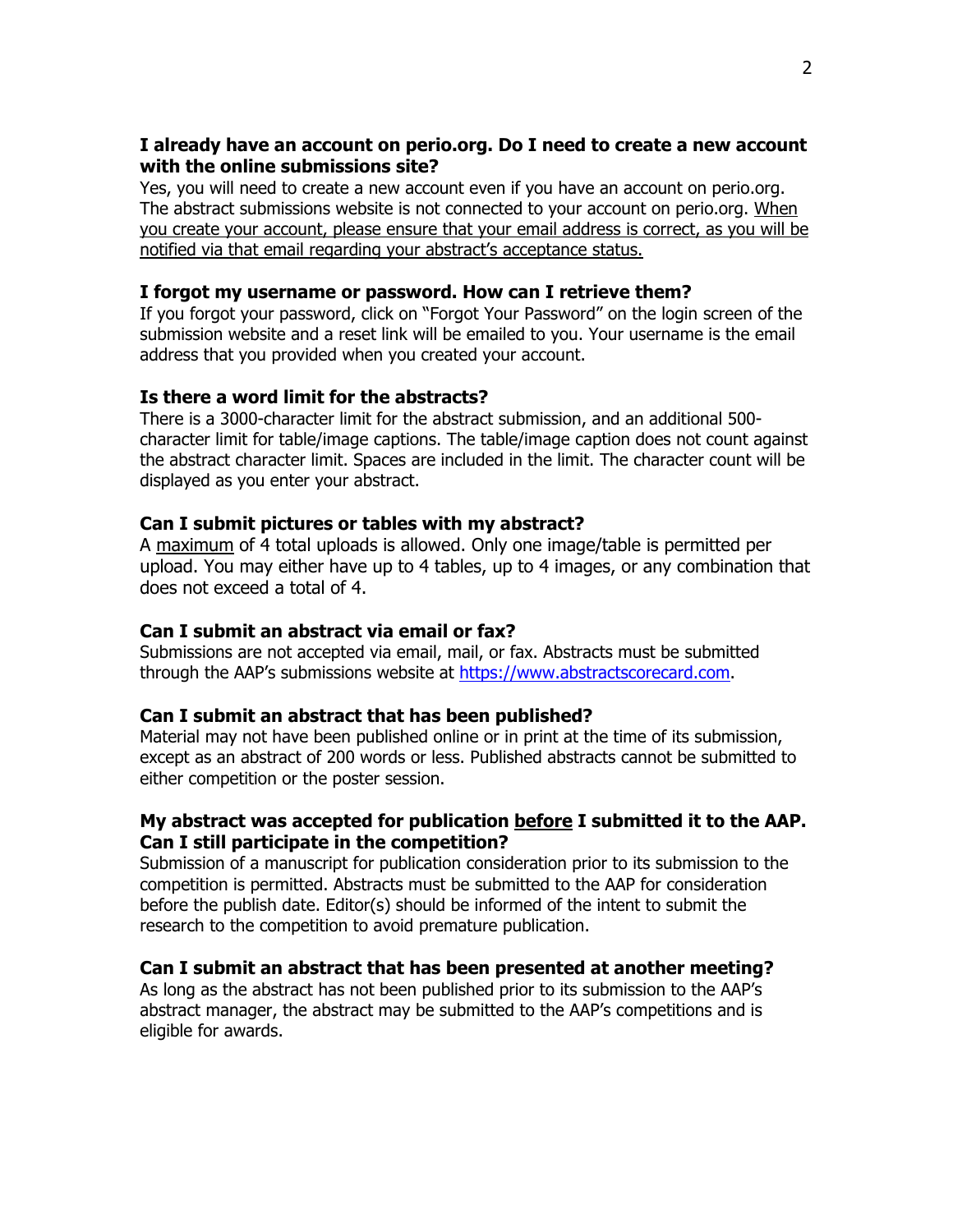### I already have an account on perio.org. Do I need to create a new account with the online submissions site?

Yes, you will need to create a new account even if you have an account on perio.org. The abstract submissions website is not connected to your account on perio.org. <u>When you create your account, please ensure that your email address is correct, as you will be notified via that email regarding your abstract's acceptance status.</u>

### I forgot my username or password. How can I retrieve them?

If you forgot your password, click on "Forgot Your Password" on the login screen of the submission website and a reset link will be emailed to you. Your username is the email address that you provided when you created your account.

### Is there a word limit for the abstracts?

There is a 3000-character limit for the abstract submission, and an additional 500-character limit for table/image captions. The table/image caption does not count against the abstract character limit. Spaces are included in the limit. The character count will be displayed as you enter your abstract.

### Can I submit pictures or tables with my abstract?

A <u>maximum</u> of 4 total uploads is allowed. Only one image/table is permitted per upload. You may either have up to 4 tables, up to 4 images, or any combination that does not exceed a total of 4.

### Can I submit an abstract via email or fax?

Submissions are not accepted via email, mail, or fax. Abstracts must be submitted through the AAP's submissions website at [https://www.abstractscorecard.com](https://www.abstractscorecard.com).

### Can I submit an abstract that has been published?

Material may not have been published online or in print at the time of its submission, except as an abstract of 200 words or less. Published abstracts cannot be submitted to either competition or the poster session.

### My abstract was accepted for publication <u>before</u> I submitted it to the AAP. Can I still participate in the competition?

Submission of a manuscript for publication consideration prior to its submission to the competition is permitted. Abstracts must be submitted to the AAP for consideration before the publish date. Editor(s) should be informed of the intent to submit the research to the competition to avoid premature publication.

### Can I submit an abstract that has been presented at another meeting?

As long as the abstract has not been published prior to its submission to the AAP's abstract manager, the abstract may be submitted to the AAP's competitions and is eligible for awards.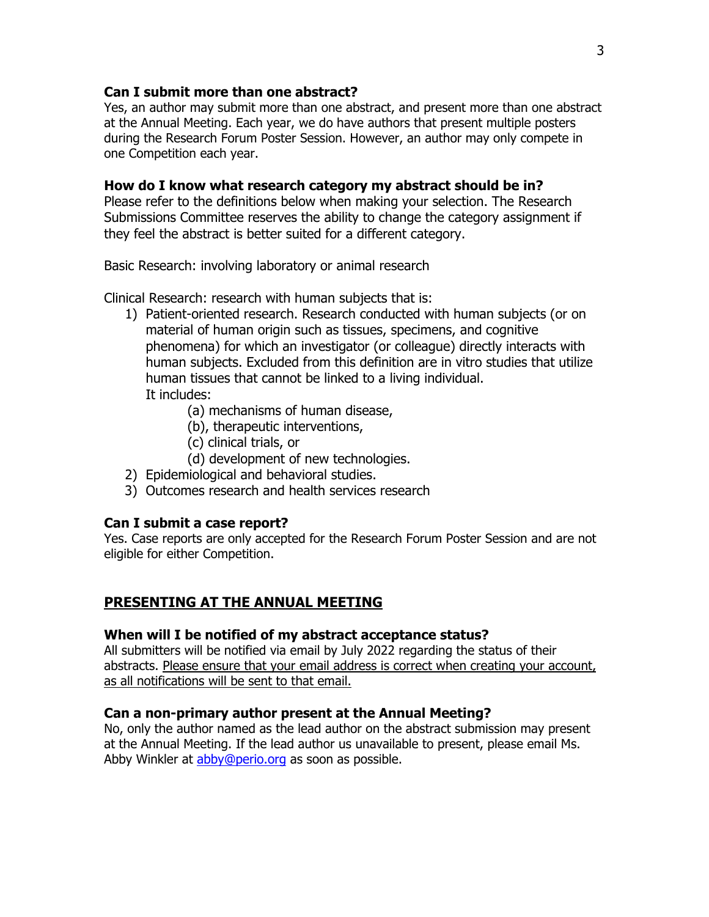### Can I submit more than one abstract?

Yes, an author may submit more than one abstract, and present more than one abstract at the Annual Meeting. Each year, we do have authors that present multiple posters during the Research Forum Poster Session. However, an author may only compete in one Competition each year.

### How do I know what research category my abstract should be in?

Please refer to the definitions below when making your selection. The Research Submissions Committee reserves the ability to change the category assignment if they feel the abstract is better suited for a different category.

Basic Research: involving laboratory or animal research

Clinical Research: research with human subjects that is:

1) Patient-oriented research. Research conducted with human subjects (or on material of human origin such as tissues, specimens, and cognitive phenomena) for which an investigator (or colleague) directly interacts with human subjects. Excluded from this definition are in vitro studies that utilize human tissues that cannot be linked to a living individual.
   It includes:
   - (a) mechanisms of human disease,
   - (b), therapeutic interventions,
   - (c) clinical trials, or
   - (d) development of new technologies.
2) Epidemiological and behavioral studies.
3) Outcomes research and health services research

### Can I submit a case report?

Yes. Case reports are only accepted for the Research Forum Poster Session and are not eligible for either Competition.

## PRESENTING AT THE ANNUAL MEETING

### When will I be notified of my abstract acceptance status?

All submitters will be notified via email by July 2022 regarding the status of their abstracts. Please ensure that your email address is correct when creating your account, as all notifications will be sent to that email.

### Can a non-primary author present at the Annual Meeting?

No, only the author named as the lead author on the abstract submission may present at the Annual Meeting. If the lead author us unavailable to present, please email Ms. Abby Winkler at abby@perio.org as soon as possible.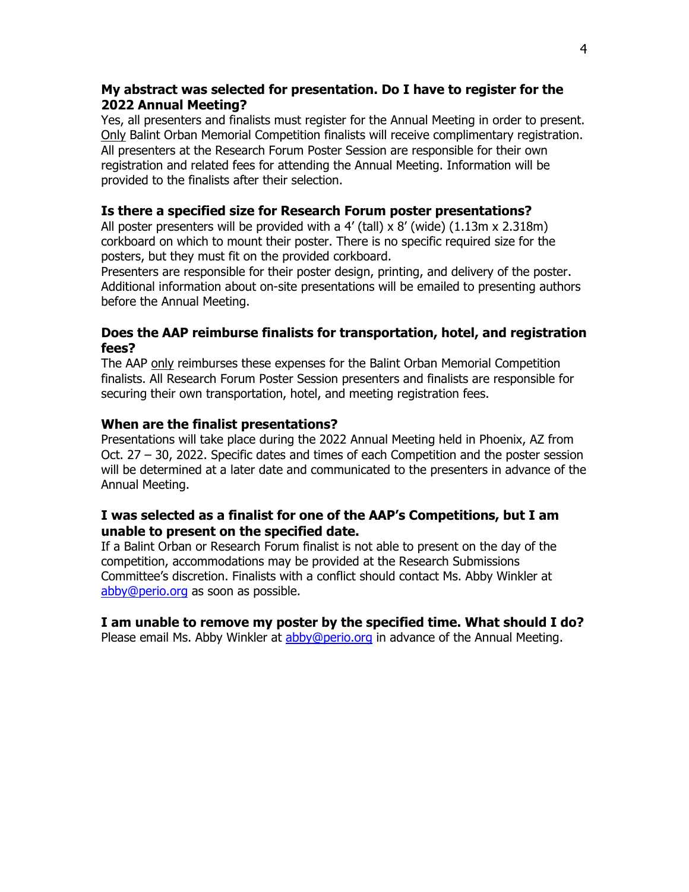### My abstract was selected for presentation. Do I have to register for the 2022 Annual Meeting?

Yes, all presenters and finalists must register for the Annual Meeting in order to present. Only Balint Orban Memorial Competition finalists will receive complimentary registration. All presenters at the Research Forum Poster Session are responsible for their own registration and related fees for attending the Annual Meeting. Information will be provided to the finalists after their selection.

### Is there a specified size for Research Forum poster presentations?

All poster presenters will be provided with a 4' (tall) x 8' (wide) (1.13m x 2.318m) corkboard on which to mount their poster. There is no specific required size for the posters, but they must fit on the provided corkboard.

Presenters are responsible for their poster design, printing, and delivery of the poster. Additional information about on-site presentations will be emailed to presenting authors before the Annual Meeting.

### Does the AAP reimburse finalists for transportation, hotel, and registration fees?

The AAP only reimburses these expenses for the Balint Orban Memorial Competition finalists. All Research Forum Poster Session presenters and finalists are responsible for securing their own transportation, hotel, and meeting registration fees.

### When are the finalist presentations?

Presentations will take place during the 2022 Annual Meeting held in Phoenix, AZ from Oct. 27 – 30, 2022. Specific dates and times of each Competition and the poster session will be determined at a later date and communicated to the presenters in advance of the Annual Meeting.

### I was selected as a finalist for one of the AAP's Competitions, but I am unable to present on the specified date.

If a Balint Orban or Research Forum finalist is not able to present on the day of the competition, accommodations may be provided at the Research Submissions Committee's discretion. Finalists with a conflict should contact Ms. Abby Winkler at abby@perio.org as soon as possible.

### I am unable to remove my poster by the specified time. What should I do?

Please email Ms. Abby Winkler at abby@perio.org in advance of the Annual Meeting.